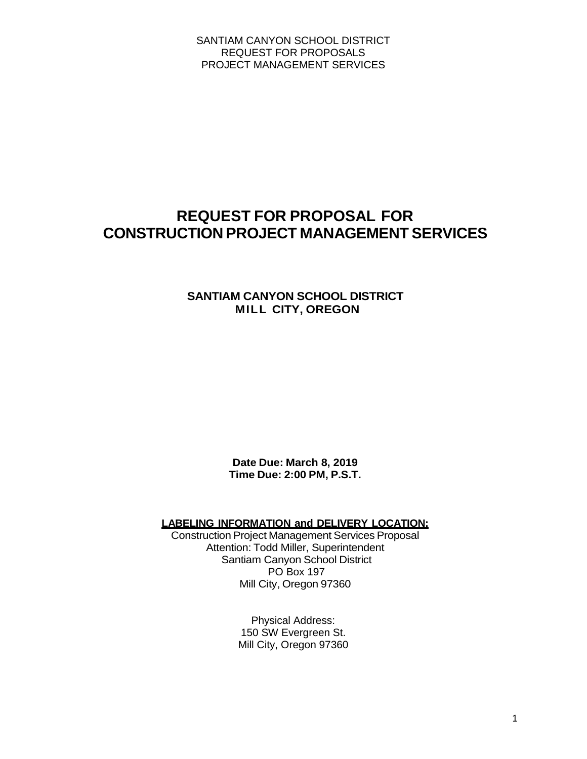# REQUEST FOR PROPOSAL FOR CONSTRUCTION PROJECT MANAGEMENT SERVICES

**SANTIAM CANYON SCHOOL DISTRICT**
**MILL CITY, OREGON**

**Date Due: March 8, 2019**
**Time Due: 2:00 PM, P.S.T.**

**LABELING INFORMATION and DELIVERY LOCATION:**

Construction Project Management Services Proposal
Attention: Todd Miller, Superintendent
Santiam Canyon School District
PO Box 197
Mill City, Oregon 97360

Physical Address:
150 SW Evergreen St.
Mill City, Oregon 97360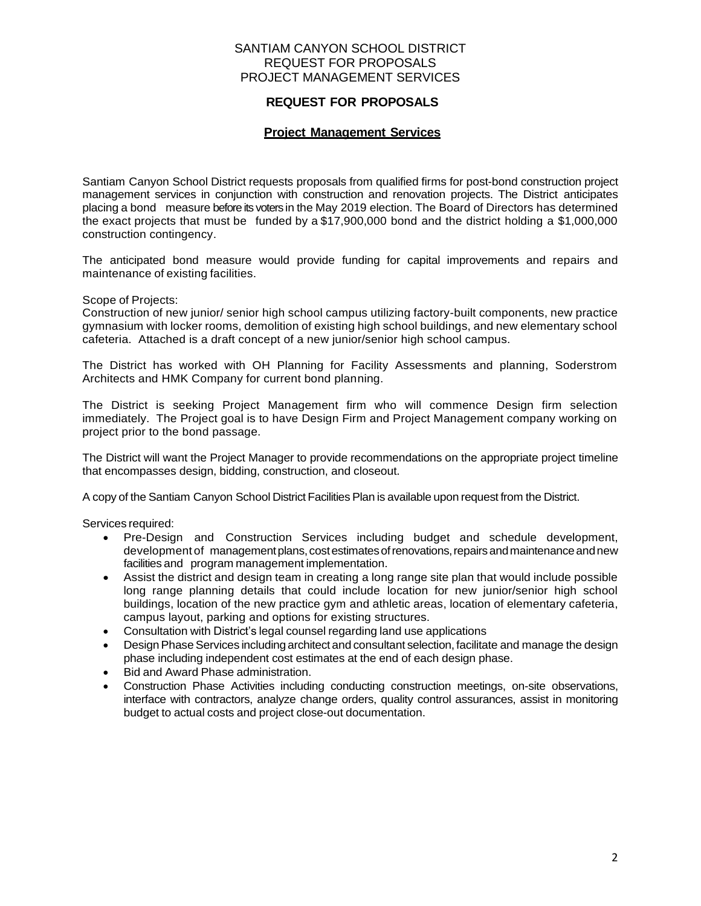# REQUEST FOR PROPOSALS

## Project Management Services

Santiam Canyon School District requests proposals from qualified firms for post-bond construction project management services in conjunction with construction and renovation projects. The District anticipates placing a bond measure before its voters in the May 2019 election. The Board of Directors has determined the exact projects that must be funded by a $17,900,000 bond and the district holding a $1,000,000 construction contingency.

The anticipated bond measure would provide funding for capital improvements and repairs and maintenance of existing facilities.

Scope of Projects:
Construction of new junior/ senior high school campus utilizing factory-built components, new practice gymnasium with locker rooms, demolition of existing high school buildings, and new elementary school cafeteria. Attached is a draft concept of a new junior/senior high school campus.

The District has worked with OH Planning for Facility Assessments and planning, Soderstrom Architects and HMK Company for current bond planning.

The District is seeking Project Management firm who will commence Design firm selection immediately. The Project goal is to have Design Firm and Project Management company working on project prior to the bond passage.

The District will want the Project Manager to provide recommendations on the appropriate project timeline that encompasses design, bidding, construction, and closeout.

A copy of the Santiam Canyon School District Facilities Plan is available upon request from the District.

Services required:

- Pre-Design and Construction Services including budget and schedule development, development of management plans, cost estimates of renovations, repairs and maintenance and new facilities and program management implementation.
- Assist the district and design team in creating a long range site plan that would include possible long range planning details that could include location for new junior/senior high school buildings, location of the new practice gym and athletic areas, location of elementary cafeteria, campus layout, parking and options for existing structures.
- Consultation with District's legal counsel regarding land use applications
- Design Phase Services including architect and consultant selection, facilitate and manage the design phase including independent cost estimates at the end of each design phase.
- Bid and Award Phase administration.
- Construction Phase Activities including conducting construction meetings, on-site observations, interface with contractors, analyze change orders, quality control assurances, assist in monitoring budget to actual costs and project close-out documentation.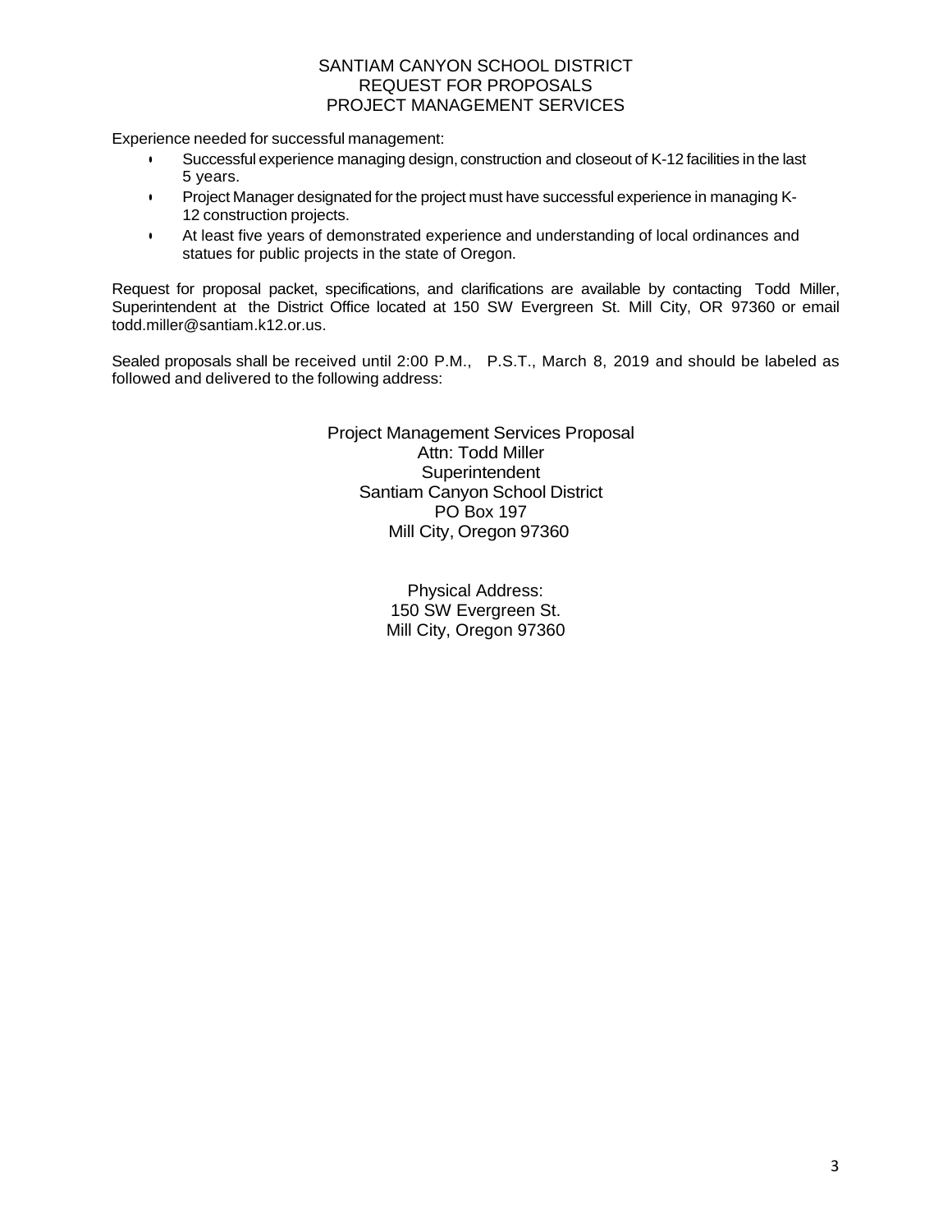SANTIAM CANYON SCHOOL DISTRICT
REQUEST FOR PROPOSALS
PROJECT MANAGEMENT SERVICES

Experience needed for successful management:

- Successful experience managing design, construction and closeout of K-12 facilities in the last 5 years.
- Project Manager designated for the project must have successful experience in managing K-12 construction projects.
- At least five years of demonstrated experience and understanding of local ordinances and statues for public projects in the state of Oregon.

Request for proposal packet, specifications, and clarifications are available by contacting Todd Miller, Superintendent at the District Office located at 150 SW Evergreen St. Mill City, OR 97360 or email todd.miller@santiam.k12.or.us.

Sealed proposals shall be received until 2:00 P.M., P.S.T., March 8, 2019 and should be labeled as followed and delivered to the following address:

Project Management Services Proposal
Attn: Todd Miller
Superintendent
Santiam Canyon School District
PO Box 197
Mill City, Oregon 97360

Physical Address:
150 SW Evergreen St.
Mill City, Oregon 97360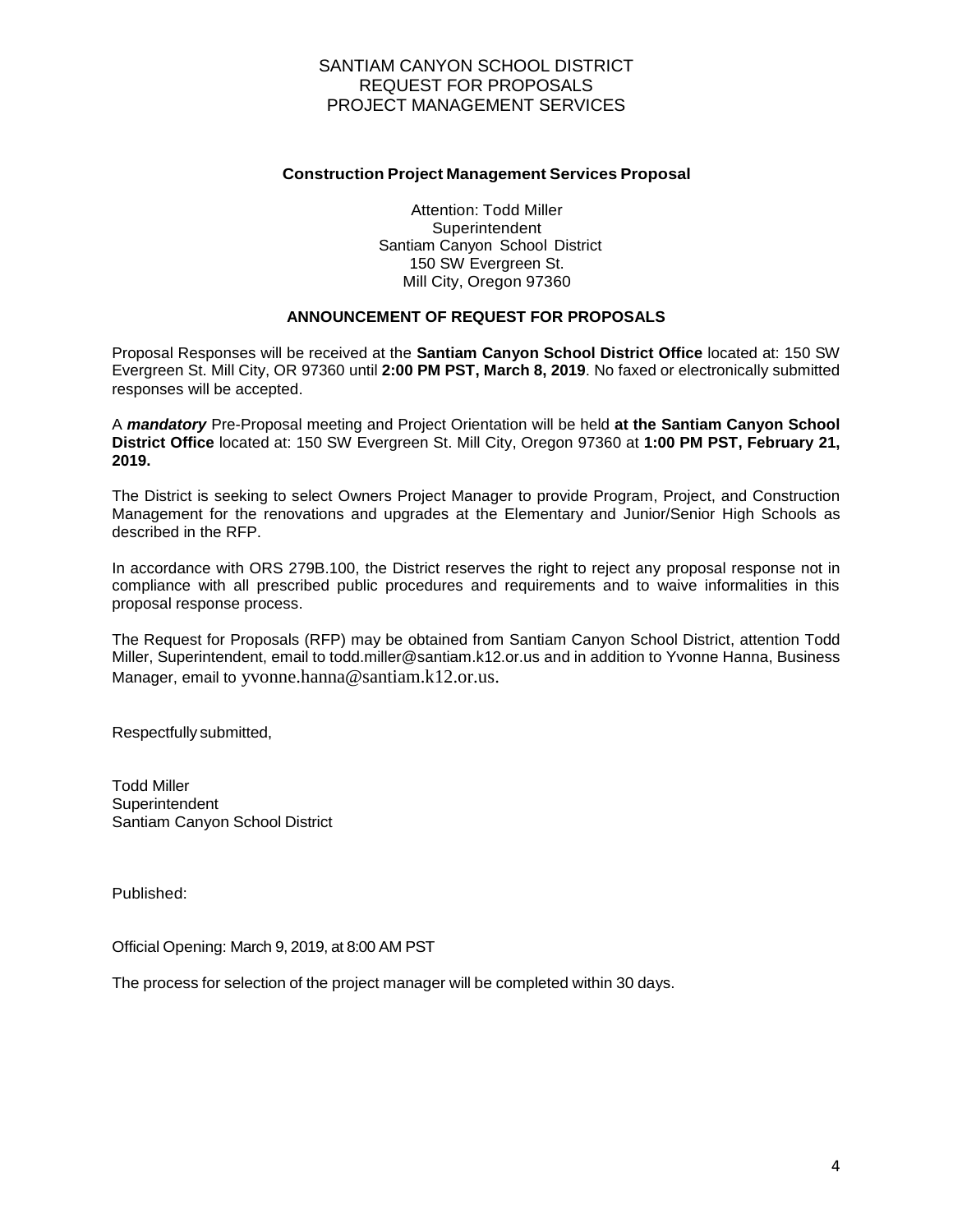SANTIAM CANYON SCHOOL DISTRICT
REQUEST FOR PROPOSALS
PROJECT MANAGEMENT SERVICES

**Construction Project Management Services Proposal**

Attention: Todd Miller
Superintendent
Santiam Canyon School District
150 SW Evergreen St.
Mill City, Oregon 97360

**ANNOUNCEMENT OF REQUEST FOR PROPOSALS**

Proposal Responses will be received at the **Santiam Canyon School District Office** located at: 150 SW Evergreen St. Mill City, OR 97360 until **2:00 PM PST, March 8, 2019**. No faxed or electronically submitted responses will be accepted.

A ***mandatory*** Pre-Proposal meeting and Project Orientation will be held **at the Santiam Canyon School District Office** located at: 150 SW Evergreen St. Mill City, Oregon 97360 at **1:00 PM PST, February 21, 2019.**

The District is seeking to select Owners Project Manager to provide Program, Project, and Construction Management for the renovations and upgrades at the Elementary and Junior/Senior High Schools as described in the RFP.

In accordance with ORS 279B.100, the District reserves the right to reject any proposal response not in compliance with all prescribed public procedures and requirements and to waive informalities in this proposal response process.

The Request for Proposals (RFP) may be obtained from Santiam Canyon School District, attention Todd Miller, Superintendent, email to todd.miller@santiam.k12.or.us and in addition to Yvonne Hanna, Business Manager, email to yvonne.hanna@santiam.k12.or.us.

Respectfully submitted,

Todd Miller
Superintendent
Santiam Canyon School District

Published:

Official Opening: March 9, 2019, at 8:00 AM PST

The process for selection of the project manager will be completed within 30 days.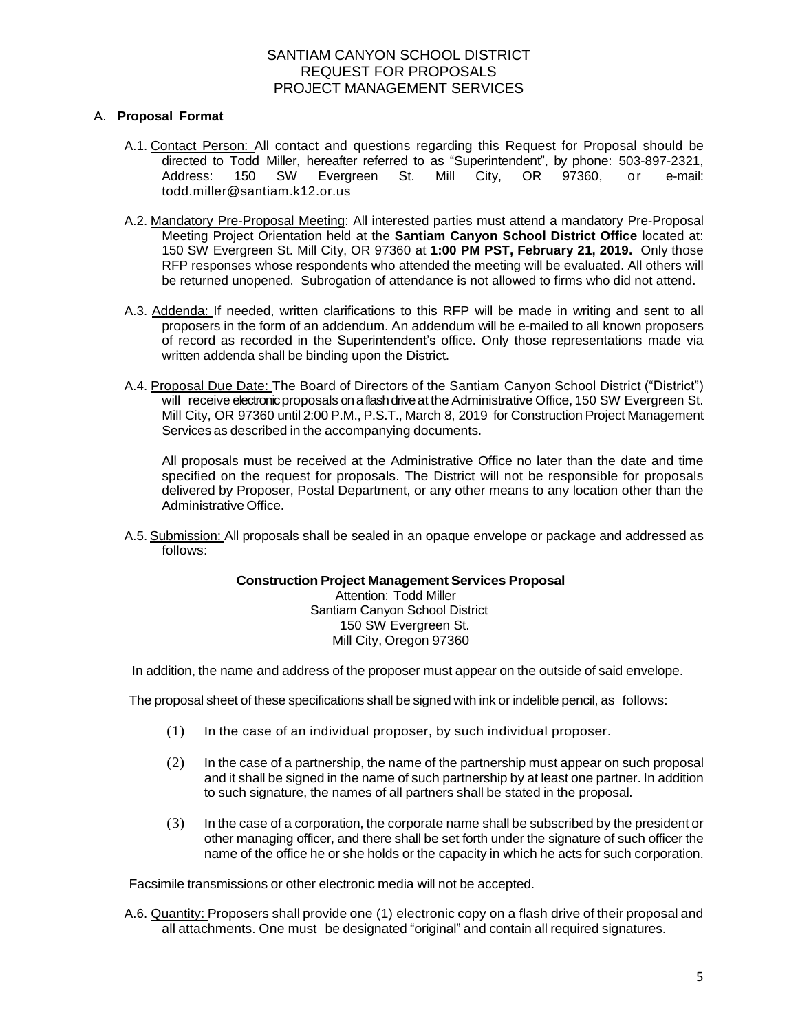SANTIAM CANYON SCHOOL DISTRICT
REQUEST FOR PROPOSALS
PROJECT MANAGEMENT SERVICES

## A. **Proposal Format**

A.1. Contact Person: All contact and questions regarding this Request for Proposal should be directed to Todd Miller, hereafter referred to as "Superintendent", by phone: 503-897-2321, Address: 150 SW Evergreen St. Mill City, OR 97360, or e-mail: todd.miller@santiam.k12.or.us

A.2. Mandatory Pre-Proposal Meeting: All interested parties must attend a mandatory Pre-Proposal Meeting Project Orientation held at the **Santiam Canyon School District Office** located at: 150 SW Evergreen St. Mill City, OR 97360 at **1:00 PM PST, February 21, 2019.** Only those RFP responses whose respondents who attended the meeting will be evaluated. All others will be returned unopened. Subrogation of attendance is not allowed to firms who did not attend.

A.3. Addenda: If needed, written clarifications to this RFP will be made in writing and sent to all proposers in the form of an addendum. An addendum will be e-mailed to all known proposers of record as recorded in the Superintendent's office. Only those representations made via written addenda shall be binding upon the District.

A.4. Proposal Due Date: The Board of Directors of the Santiam Canyon School District ("District") will receive electronic proposals on a flash drive at the Administrative Office, 150 SW Evergreen St. Mill City, OR 97360 until 2:00 P.M., P.S.T., March 8, 2019 for Construction Project Management Services as described in the accompanying documents.

All proposals must be received at the Administrative Office no later than the date and time specified on the request for proposals. The District will not be responsible for proposals delivered by Proposer, Postal Department, or any other means to any location other than the Administrative Office.

A.5. Submission: All proposals shall be sealed in an opaque envelope or package and addressed as follows:

**Construction Project Management Services Proposal**
Attention: Todd Miller
Santiam Canyon School District
150 SW Evergreen St.
Mill City, Oregon 97360

In addition, the name and address of the proposer must appear on the outside of said envelope.

The proposal sheet of these specifications shall be signed with ink or indelible pencil, as follows:

(1) In the case of an individual proposer, by such individual proposer.

(2) In the case of a partnership, the name of the partnership must appear on such proposal and it shall be signed in the name of such partnership by at least one partner. In addition to such signature, the names of all partners shall be stated in the proposal.

(3) In the case of a corporation, the corporate name shall be subscribed by the president or other managing officer, and there shall be set forth under the signature of such officer the name of the office he or she holds or the capacity in which he acts for such corporation.

Facsimile transmissions or other electronic media will not be accepted.

A.6. Quantity: Proposers shall provide one (1) electronic copy on a flash drive of their proposal and all attachments. One must be designated "original" and contain all required signatures.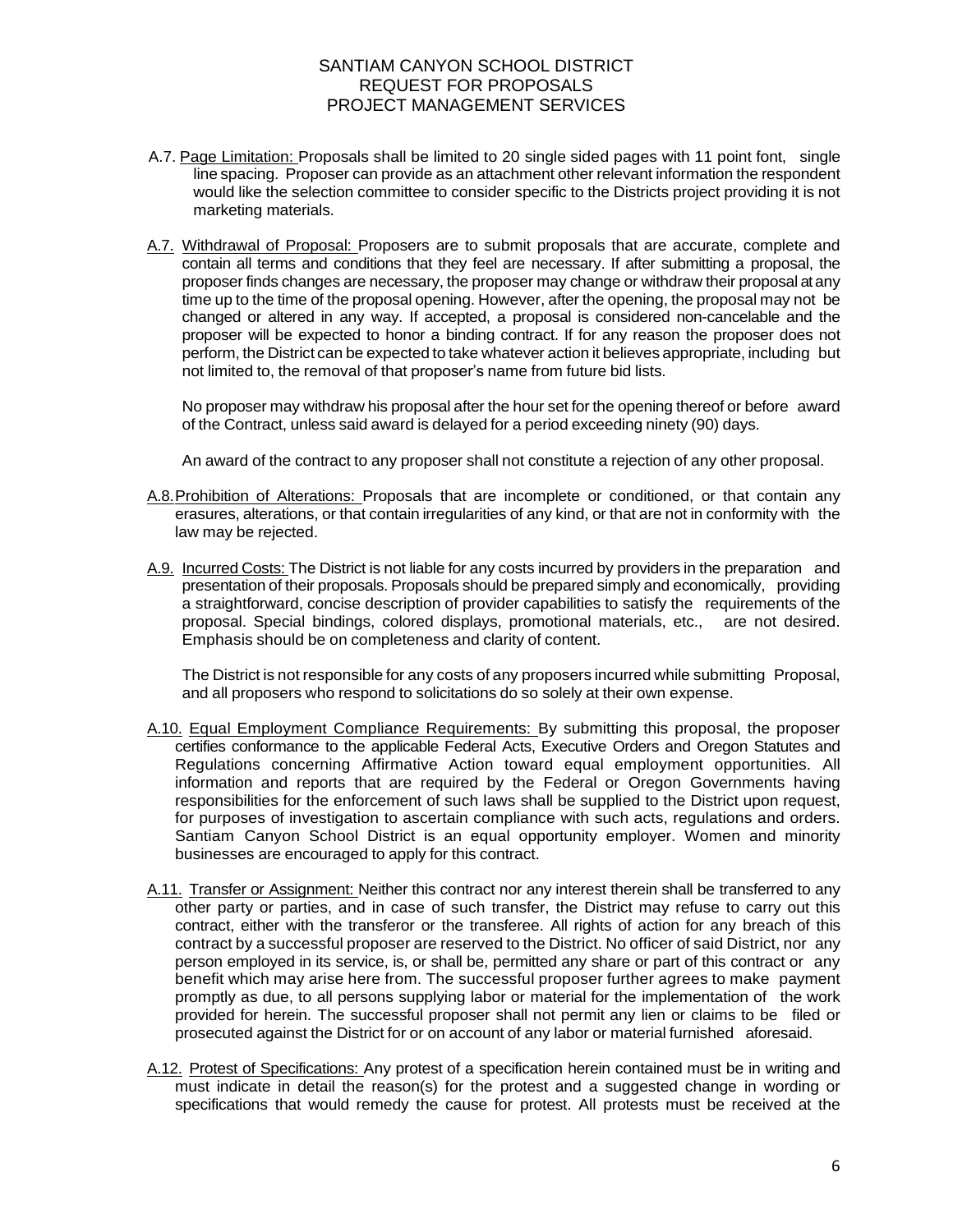A.7. Page Limitation: Proposals shall be limited to 20 single sided pages with 11 point font, single line spacing. Proposer can provide as an attachment other relevant information the respondent would like the selection committee to consider specific to the Districts project providing it is not marketing materials.

A.7. Withdrawal of Proposal: Proposers are to submit proposals that are accurate, complete and contain all terms and conditions that they feel are necessary. If after submitting a proposal, the proposer finds changes are necessary, the proposer may change or withdraw their proposal at any time up to the time of the proposal opening. However, after the opening, the proposal may not be changed or altered in any way. If accepted, a proposal is considered non-cancelable and the proposer will be expected to honor a binding contract. If for any reason the proposer does not perform, the District can be expected to take whatever action it believes appropriate, including but not limited to, the removal of that proposer's name from future bid lists.

No proposer may withdraw his proposal after the hour set for the opening thereof or before award of the Contract, unless said award is delayed for a period exceeding ninety (90) days.

An award of the contract to any proposer shall not constitute a rejection of any other proposal.

A.8. Prohibition of Alterations: Proposals that are incomplete or conditioned, or that contain any erasures, alterations, or that contain irregularities of any kind, or that are not in conformity with the law may be rejected.

A.9. Incurred Costs: The District is not liable for any costs incurred by providers in the preparation and presentation of their proposals. Proposals should be prepared simply and economically, providing a straightforward, concise description of provider capabilities to satisfy the requirements of the proposal. Special bindings, colored displays, promotional materials, etc., are not desired. Emphasis should be on completeness and clarity of content.

The District is not responsible for any costs of any proposers incurred while submitting Proposal, and all proposers who respond to solicitations do so solely at their own expense.

A.10. Equal Employment Compliance Requirements: By submitting this proposal, the proposer certifies conformance to the applicable Federal Acts, Executive Orders and Oregon Statutes and Regulations concerning Affirmative Action toward equal employment opportunities. All information and reports that are required by the Federal or Oregon Governments having responsibilities for the enforcement of such laws shall be supplied to the District upon request, for purposes of investigation to ascertain compliance with such acts, regulations and orders. Santiam Canyon School District is an equal opportunity employer. Women and minority businesses are encouraged to apply for this contract.

A.11. Transfer or Assignment: Neither this contract nor any interest therein shall be transferred to any other party or parties, and in case of such transfer, the District may refuse to carry out this contract, either with the transferor or the transferee. All rights of action for any breach of this contract by a successful proposer are reserved to the District. No officer of said District, nor any person employed in its service, is, or shall be, permitted any share or part of this contract or any benefit which may arise here from. The successful proposer further agrees to make payment promptly as due, to all persons supplying labor or material for the implementation of the work provided for herein. The successful proposer shall not permit any lien or claims to be filed or prosecuted against the District for or on account of any labor or material furnished aforesaid.

A.12. Protest of Specifications: Any protest of a specification herein contained must be in writing and must indicate in detail the reason(s) for the protest and a suggested change in wording or specifications that would remedy the cause for protest. All protests must be received at the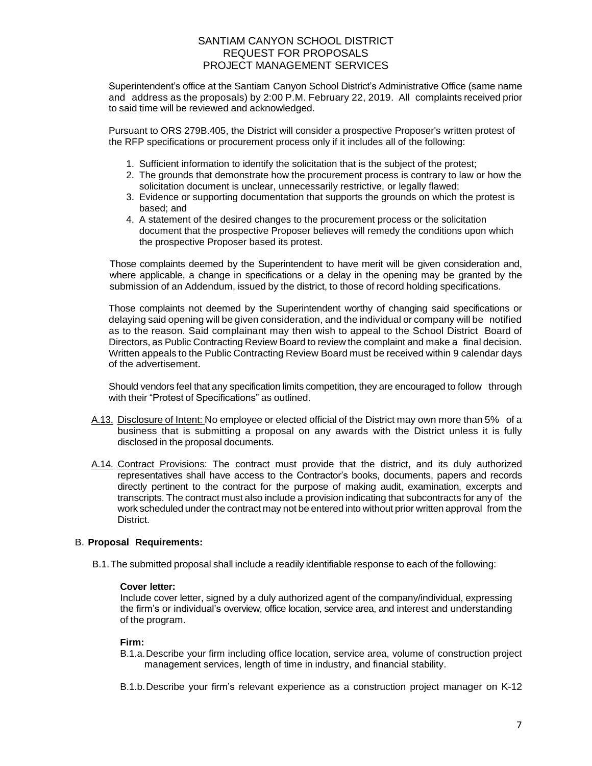Superintendent's office at the Santiam Canyon School District's Administrative Office (same name and address as the proposals) by 2:00 P.M. February 22, 2019. All complaints received prior to said time will be reviewed and acknowledged.

Pursuant to ORS 279B.405, the District will consider a prospective Proposer's written protest of the RFP specifications or procurement process only if it includes all of the following:

1. Sufficient information to identify the solicitation that is the subject of the protest;
2. The grounds that demonstrate how the procurement process is contrary to law or how the solicitation document is unclear, unnecessarily restrictive, or legally flawed;
3. Evidence or supporting documentation that supports the grounds on which the protest is based; and
4. A statement of the desired changes to the procurement process or the solicitation document that the prospective Proposer believes will remedy the conditions upon which the prospective Proposer based its protest.

Those complaints deemed by the Superintendent to have merit will be given consideration and, where applicable, a change in specifications or a delay in the opening may be granted by the submission of an Addendum, issued by the district, to those of record holding specifications.

Those complaints not deemed by the Superintendent worthy of changing said specifications or delaying said opening will be given consideration, and the individual or company will be notified as to the reason. Said complainant may then wish to appeal to the School District Board of Directors, as Public Contracting Review Board to review the complaint and make a final decision. Written appeals to the Public Contracting Review Board must be received within 9 calendar days of the advertisement.

Should vendors feel that any specification limits competition, they are encouraged to follow through with their "Protest of Specifications" as outlined.

A.13. Disclosure of Intent: No employee or elected official of the District may own more than 5% of a business that is submitting a proposal on any awards with the District unless it is fully disclosed in the proposal documents.

A.14. Contract Provisions: The contract must provide that the district, and its duly authorized representatives shall have access to the Contractor's books, documents, papers and records directly pertinent to the contract for the purpose of making audit, examination, excerpts and transcripts. The contract must also include a provision indicating that subcontracts for any of the work scheduled under the contract may not be entered into without prior written approval from the District.

## B. **Proposal Requirements:**

B.1. The submitted proposal shall include a readily identifiable response to each of the following:

**Cover letter:**

Include cover letter, signed by a duly authorized agent of the company/individual, expressing the firm's or individual's overview, office location, service area, and interest and understanding of the program.

**Firm:**

B.1.a. Describe your firm including office location, service area, volume of construction project management services, length of time in industry, and financial stability.

B.1.b. Describe your firm's relevant experience as a construction project manager on K-12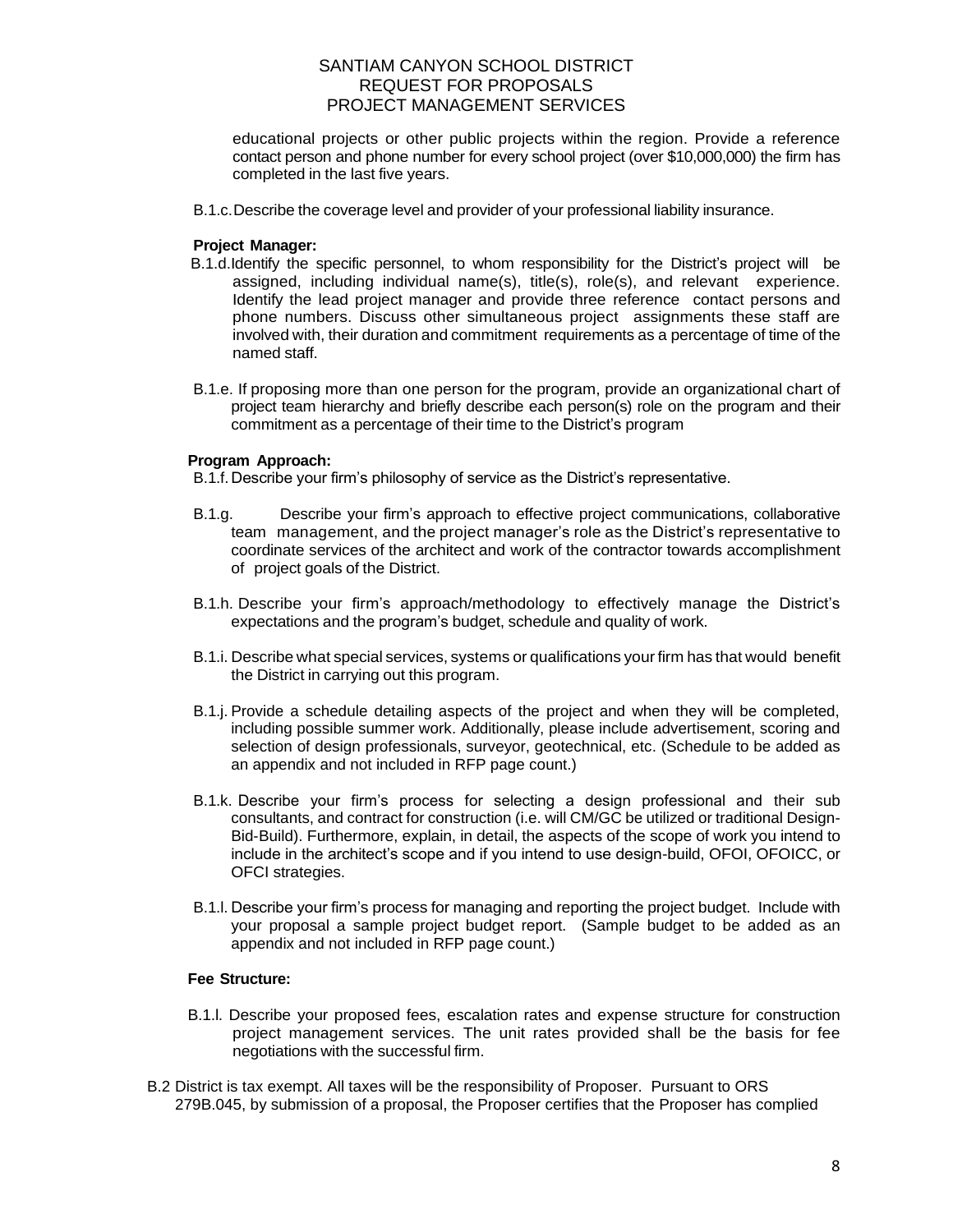educational projects or other public projects within the region. Provide a reference contact person and phone number for every school project (over $10,000,000) the firm has completed in the last five years.

B.1.c. Describe the coverage level and provider of your professional liability insurance.

**Project Manager:**

B.1.d. Identify the specific personnel, to whom responsibility for the District's project will be assigned, including individual name(s), title(s), role(s), and relevant experience. Identify the lead project manager and provide three reference contact persons and phone numbers. Discuss other simultaneous project assignments these staff are involved with, their duration and commitment requirements as a percentage of time of the named staff.

B.1.e. If proposing more than one person for the program, provide an organizational chart of project team hierarchy and briefly describe each person(s) role on the program and their commitment as a percentage of their time to the District's program

**Program Approach:**

B.1.f. Describe your firm's philosophy of service as the District's representative.

B.1.g. Describe your firm's approach to effective project communications, collaborative team management, and the project manager's role as the District's representative to coordinate services of the architect and work of the contractor towards accomplishment of project goals of the District.

B.1.h. Describe your firm's approach/methodology to effectively manage the District's expectations and the program's budget, schedule and quality of work.

B.1.i. Describe what special services, systems or qualifications your firm has that would benefit the District in carrying out this program.

B.1.j. Provide a schedule detailing aspects of the project and when they will be completed, including possible summer work. Additionally, please include advertisement, scoring and selection of design professionals, surveyor, geotechnical, etc. (Schedule to be added as an appendix and not included in RFP page count.)

B.1.k. Describe your firm's process for selecting a design professional and their sub consultants, and contract for construction (i.e. will CM/GC be utilized or traditional Design-Bid-Build). Furthermore, explain, in detail, the aspects of the scope of work you intend to include in the architect's scope and if you intend to use design-build, OFOI, OFOICC, or OFCI strategies.

B.1.l. Describe your firm's process for managing and reporting the project budget. Include with your proposal a sample project budget report. (Sample budget to be added as an appendix and not included in RFP page count.)

**Fee Structure:**

B.1.l. Describe your proposed fees, escalation rates and expense structure for construction project management services. The unit rates provided shall be the basis for fee negotiations with the successful firm.

B.2 District is tax exempt. All taxes will be the responsibility of Proposer. Pursuant to ORS 279B.045, by submission of a proposal, the Proposer certifies that the Proposer has complied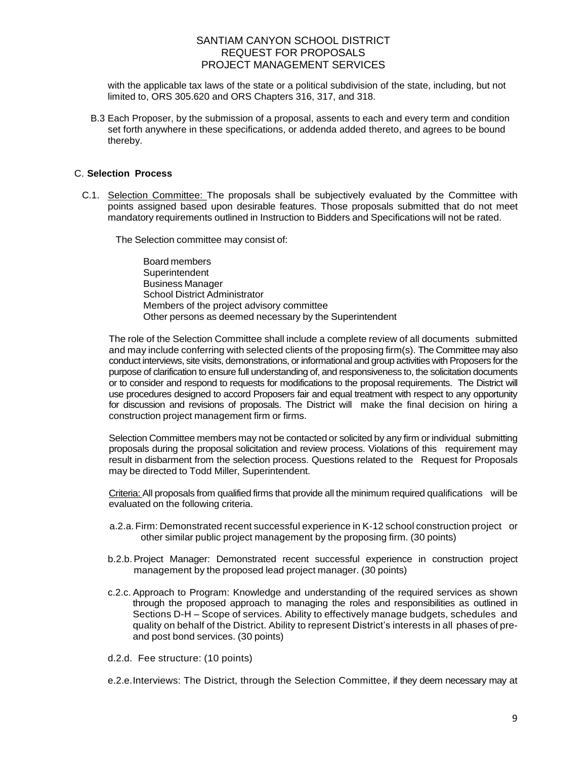with the applicable tax laws of the state or a political subdivision of the state, including, but not limited to, ORS 305.620 and ORS Chapters 316, 317, and 318.

B.3 Each Proposer, by the submission of a proposal, assents to each and every term and condition set forth anywhere in these specifications, or addenda added thereto, and agrees to be bound thereby.

## C. **Selection Process**

C.1. Selection Committee: The proposals shall be subjectively evaluated by the Committee with points assigned based upon desirable features. Those proposals submitted that do not meet mandatory requirements outlined in Instruction to Bidders and Specifications will not be rated.

The Selection committee may consist of:

Board members
Superintendent
Business Manager
School District Administrator
Members of the project advisory committee
Other persons as deemed necessary by the Superintendent

The role of the Selection Committee shall include a complete review of all documents submitted and may include conferring with selected clients of the proposing firm(s). The Committee may also conduct interviews, site visits, demonstrations, or informational and group activities with Proposers for the purpose of clarification to ensure full understanding of, and responsiveness to, the solicitation documents or to consider and respond to requests for modifications to the proposal requirements. The District will use procedures designed to accord Proposers fair and equal treatment with respect to any opportunity for discussion and revisions of proposals. The District will make the final decision on hiring a construction project management firm or firms.

Selection Committee members may not be contacted or solicited by any firm or individual submitting proposals during the proposal solicitation and review process. Violations of this requirement may result in disbarment from the selection process. Questions related to the Request for Proposals may be directed to Todd Miller, Superintendent.

Criteria: All proposals from qualified firms that provide all the minimum required qualifications will be evaluated on the following criteria.

a.2.a. Firm: Demonstrated recent successful experience in K-12 school construction project or other similar public project management by the proposing firm. (30 points)

b.2.b. Project Manager: Demonstrated recent successful experience in construction project management by the proposed lead project manager. (30 points)

c.2.c. Approach to Program: Knowledge and understanding of the required services as shown through the proposed approach to managing the roles and responsibilities as outlined in Sections D-H – Scope of services. Ability to effectively manage budgets, schedules and quality on behalf of the District. Ability to represent District's interests in all phases of pre- and post bond services. (30 points)

d.2.d. Fee structure: (10 points)

e.2.e. Interviews: The District, through the Selection Committee, if they deem necessary may at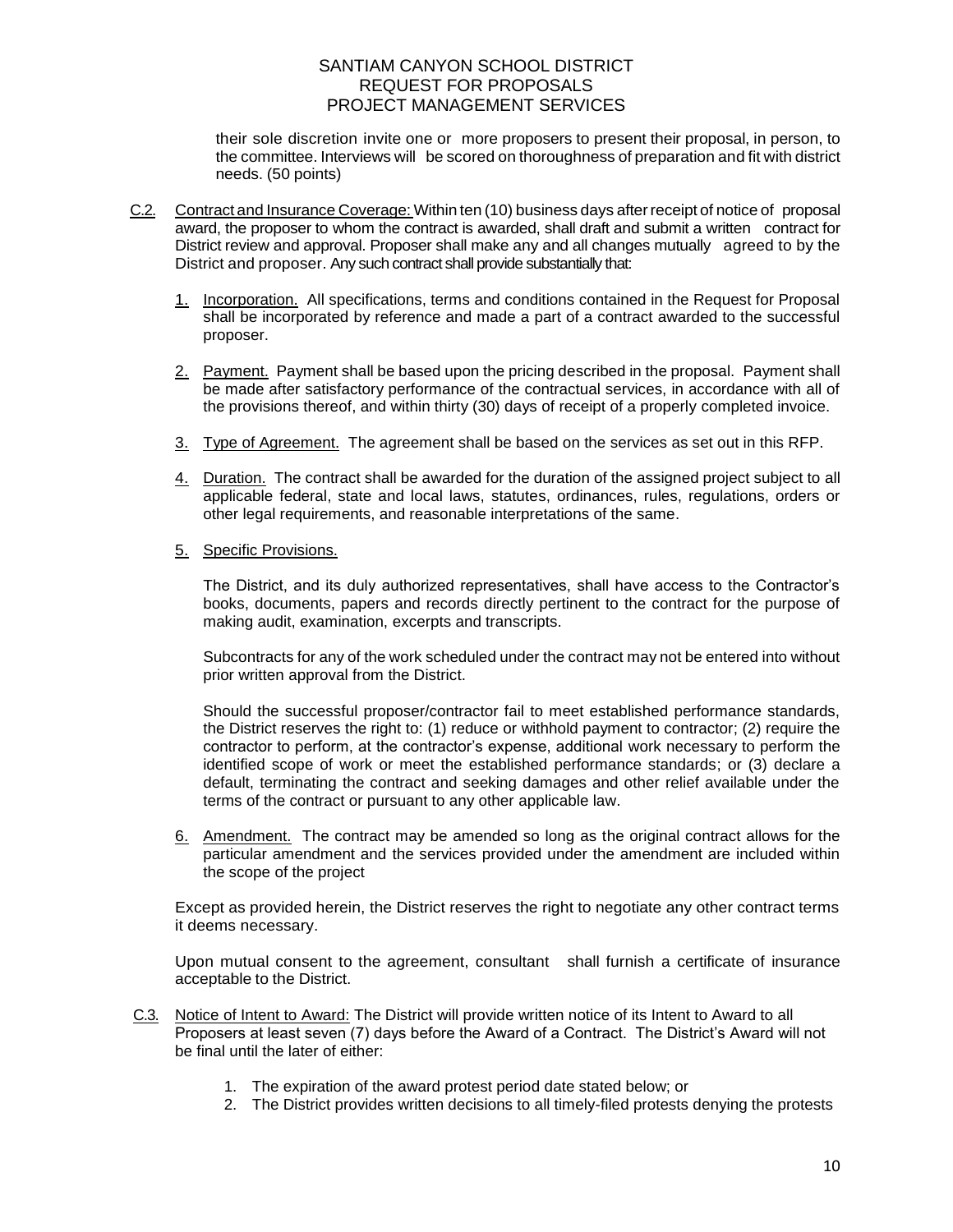their sole discretion invite one or more proposers to present their proposal, in person, to the committee. Interviews will be scored on thoroughness of preparation and fit with district needs. (50 points)

C.2. Contract and Insurance Coverage: Within ten (10) business days after receipt of notice of proposal award, the proposer to whom the contract is awarded, shall draft and submit a written contract for District review and approval. Proposer shall make any and all changes mutually agreed to by the District and proposer. Any such contract shall provide substantially that:

1. Incorporation. All specifications, terms and conditions contained in the Request for Proposal shall be incorporated by reference and made a part of a contract awarded to the successful proposer.

2. Payment. Payment shall be based upon the pricing described in the proposal. Payment shall be made after satisfactory performance of the contractual services, in accordance with all of the provisions thereof, and within thirty (30) days of receipt of a properly completed invoice.

3. Type of Agreement. The agreement shall be based on the services as set out in this RFP.

4. Duration. The contract shall be awarded for the duration of the assigned project subject to all applicable federal, state and local laws, statutes, ordinances, rules, regulations, orders or other legal requirements, and reasonable interpretations of the same.

5. Specific Provisions.

   The District, and its duly authorized representatives, shall have access to the Contractor's books, documents, papers and records directly pertinent to the contract for the purpose of making audit, examination, excerpts and transcripts.

   Subcontracts for any of the work scheduled under the contract may not be entered into without prior written approval from the District.

   Should the successful proposer/contractor fail to meet established performance standards, the District reserves the right to: (1) reduce or withhold payment to contractor; (2) require the contractor to perform, at the contractor's expense, additional work necessary to perform the identified scope of work or meet the established performance standards; or (3) declare a default, terminating the contract and seeking damages and other relief available under the terms of the contract or pursuant to any other applicable law.

6. Amendment. The contract may be amended so long as the original contract allows for the particular amendment and the services provided under the amendment are included within the scope of the project

Except as provided herein, the District reserves the right to negotiate any other contract terms it deems necessary.

Upon mutual consent to the agreement, consultant shall furnish a certificate of insurance acceptable to the District.

C.3. Notice of Intent to Award: The District will provide written notice of its Intent to Award to all Proposers at least seven (7) days before the Award of a Contract. The District's Award will not be final until the later of either:

1. The expiration of the award protest period date stated below; or
2. The District provides written decisions to all timely-filed protests denying the protests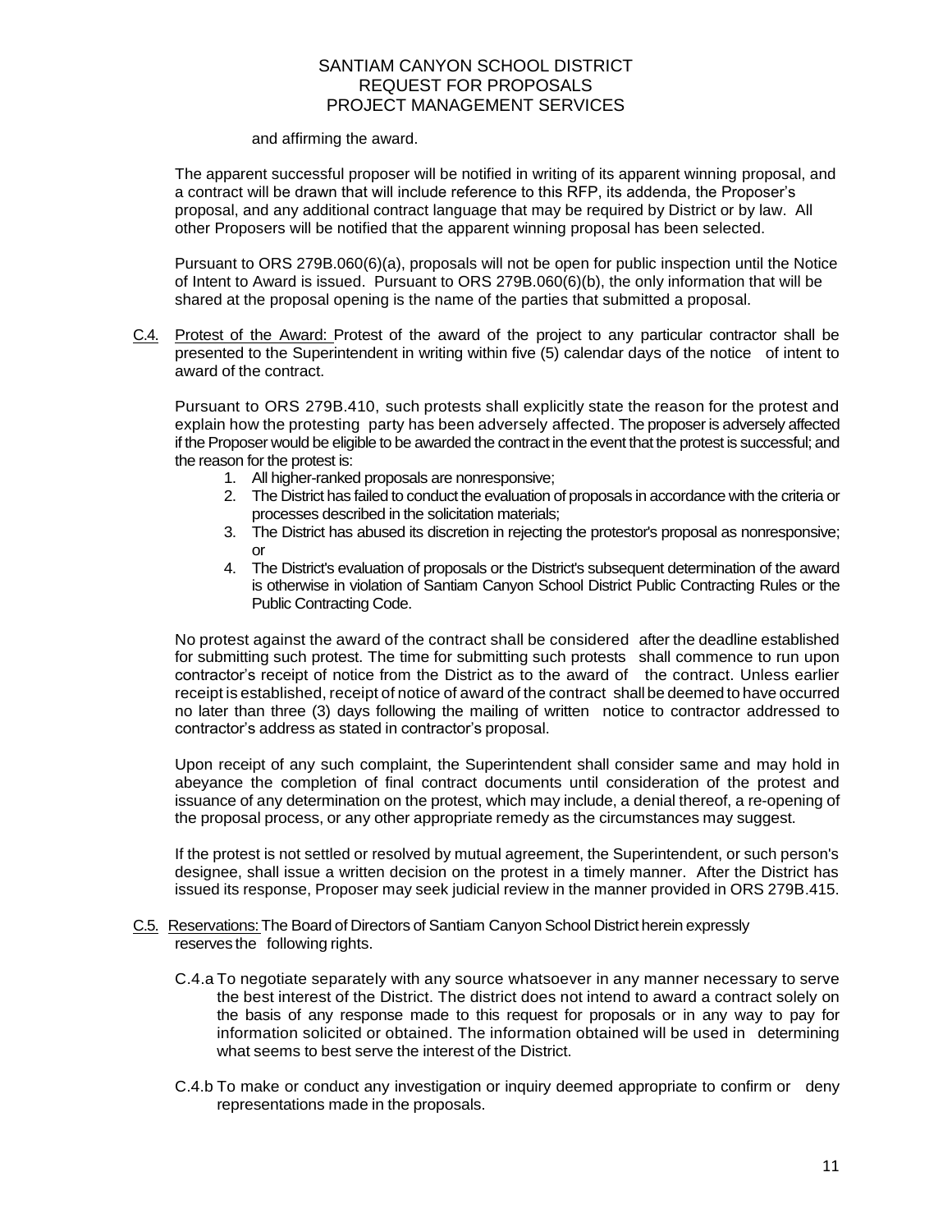and affirming the award.

The apparent successful proposer will be notified in writing of its apparent winning proposal, and a contract will be drawn that will include reference to this RFP, its addenda, the Proposer's proposal, and any additional contract language that may be required by District or by law. All other Proposers will be notified that the apparent winning proposal has been selected.

Pursuant to ORS 279B.060(6)(a), proposals will not be open for public inspection until the Notice of Intent to Award is issued. Pursuant to ORS 279B.060(6)(b), the only information that will be shared at the proposal opening is the name of the parties that submitted a proposal.

C.4. Protest of the Award: Protest of the award of the project to any particular contractor shall be presented to the Superintendent in writing within five (5) calendar days of the notice of intent to award of the contract.

Pursuant to ORS 279B.410, such protests shall explicitly state the reason for the protest and explain how the protesting party has been adversely affected. The proposer is adversely affected if the Proposer would be eligible to be awarded the contract in the event that the protest is successful; and the reason for the protest is:

1. All higher-ranked proposals are nonresponsive;
2. The District has failed to conduct the evaluation of proposals in accordance with the criteria or processes described in the solicitation materials;
3. The District has abused its discretion in rejecting the protestor's proposal as nonresponsive; or
4. The District's evaluation of proposals or the District's subsequent determination of the award is otherwise in violation of Santiam Canyon School District Public Contracting Rules or the Public Contracting Code.

No protest against the award of the contract shall be considered after the deadline established for submitting such protest. The time for submitting such protests shall commence to run upon contractor's receipt of notice from the District as to the award of the contract. Unless earlier receipt is established, receipt of notice of award of the contract shall be deemed to have occurred no later than three (3) days following the mailing of written notice to contractor addressed to contractor's address as stated in contractor's proposal.

Upon receipt of any such complaint, the Superintendent shall consider same and may hold in abeyance the completion of final contract documents until consideration of the protest and issuance of any determination on the protest, which may include, a denial thereof, a re-opening of the proposal process, or any other appropriate remedy as the circumstances may suggest.

If the protest is not settled or resolved by mutual agreement, the Superintendent, or such person's designee, shall issue a written decision on the protest in a timely manner. After the District has issued its response, Proposer may seek judicial review in the manner provided in ORS 279B.415.

C.5. Reservations: The Board of Directors of Santiam Canyon School District herein expressly reserves the following rights.

C.4.a To negotiate separately with any source whatsoever in any manner necessary to serve the best interest of the District. The district does not intend to award a contract solely on the basis of any response made to this request for proposals or in any way to pay for information solicited or obtained. The information obtained will be used in determining what seems to best serve the interest of the District.

C.4.b To make or conduct any investigation or inquiry deemed appropriate to confirm or deny representations made in the proposals.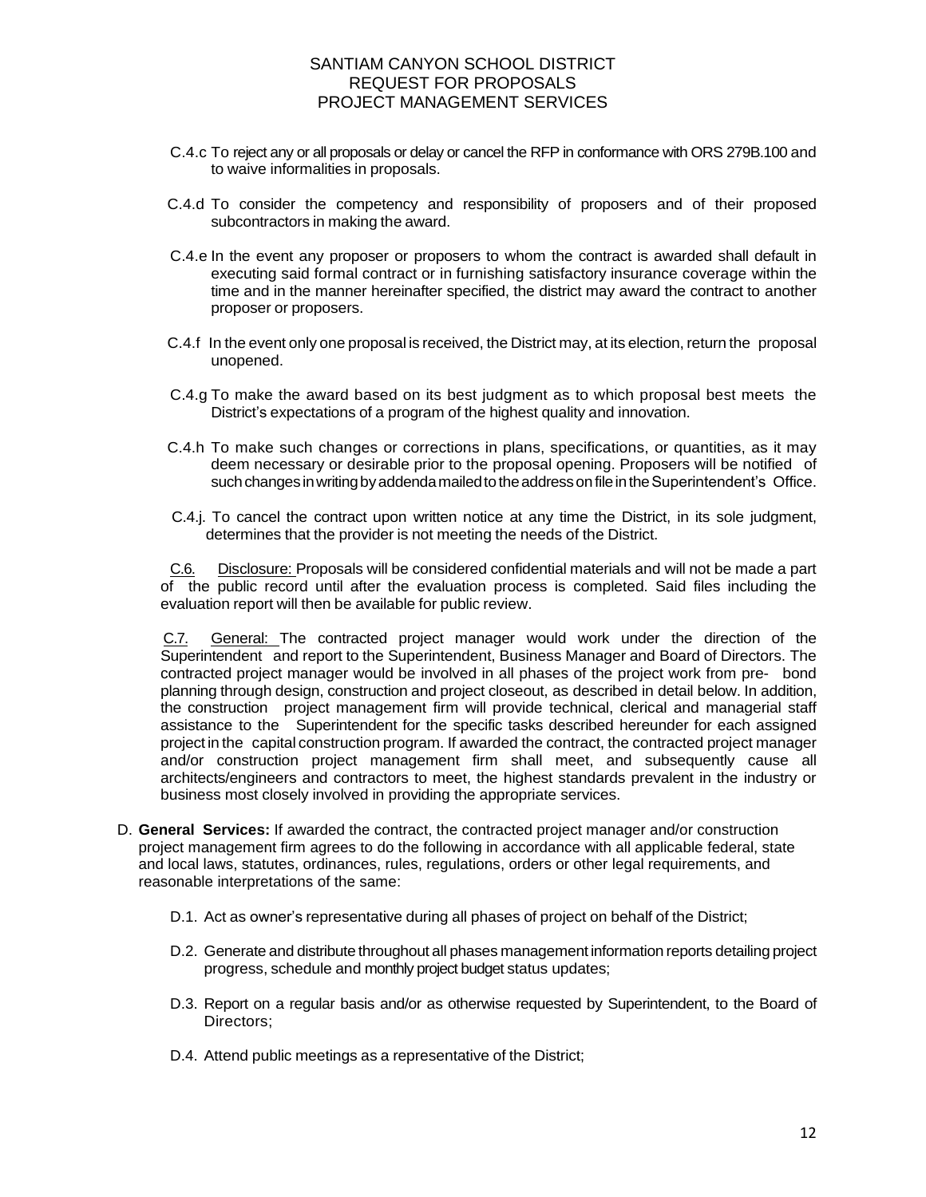C.4.c To reject any or all proposals or delay or cancel the RFP in conformance with ORS 279B.100 and to waive informalities in proposals.

C.4.d To consider the competency and responsibility of proposers and of their proposed subcontractors in making the award.

C.4.e In the event any proposer or proposers to whom the contract is awarded shall default in executing said formal contract or in furnishing satisfactory insurance coverage within the time and in the manner hereinafter specified, the district may award the contract to another proposer or proposers.

C.4.f In the event only one proposal is received, the District may, at its election, return the proposal unopened.

C.4.g To make the award based on its best judgment as to which proposal best meets the District's expectations of a program of the highest quality and innovation.

C.4.h To make such changes or corrections in plans, specifications, or quantities, as it may deem necessary or desirable prior to the proposal opening. Proposers will be notified of such changes in writing by addenda mailed to the address on file in the Superintendent's Office.

C.4.j. To cancel the contract upon written notice at any time the District, in its sole judgment, determines that the provider is not meeting the needs of the District.

C.6. Disclosure: Proposals will be considered confidential materials and will not be made a part of the public record until after the evaluation process is completed. Said files including the evaluation report will then be available for public review.

C.7. General: The contracted project manager would work under the direction of the Superintendent and report to the Superintendent, Business Manager and Board of Directors. The contracted project manager would be involved in all phases of the project work from pre- bond planning through design, construction and project closeout, as described in detail below. In addition, the construction project management firm will provide technical, clerical and managerial staff assistance to the Superintendent for the specific tasks described hereunder for each assigned project in the capital construction program. If awarded the contract, the contracted project manager and/or construction project management firm shall meet, and subsequently cause all architects/engineers and contractors to meet, the highest standards prevalent in the industry or business most closely involved in providing the appropriate services.

D. **General Services:** If awarded the contract, the contracted project manager and/or construction project management firm agrees to do the following in accordance with all applicable federal, state and local laws, statutes, ordinances, rules, regulations, orders or other legal requirements, and reasonable interpretations of the same:

D.1. Act as owner's representative during all phases of project on behalf of the District;

D.2. Generate and distribute throughout all phases management information reports detailing project progress, schedule and monthly project budget status updates;

D.3. Report on a regular basis and/or as otherwise requested by Superintendent, to the Board of Directors;

D.4. Attend public meetings as a representative of the District;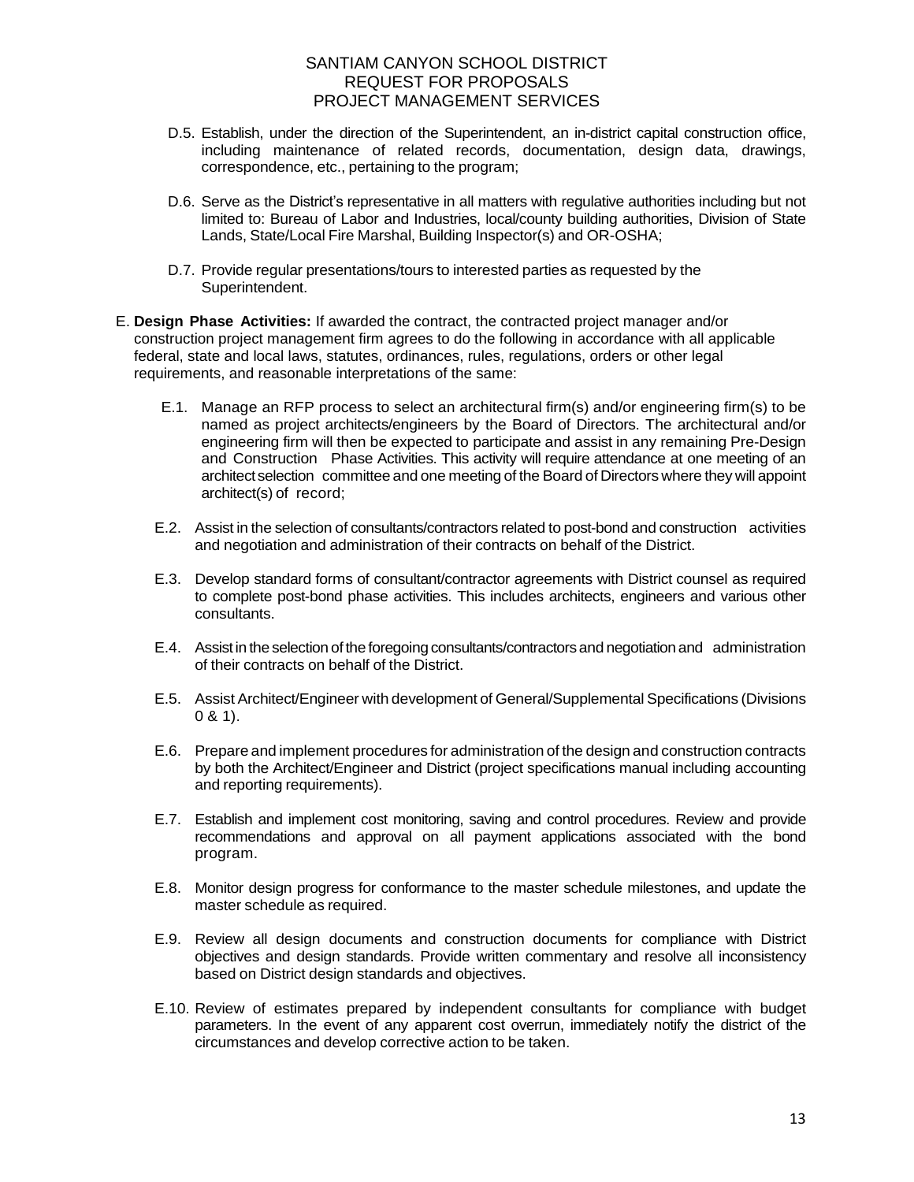D.5. Establish, under the direction of the Superintendent, an in-district capital construction office, including maintenance of related records, documentation, design data, drawings, correspondence, etc., pertaining to the program;

D.6. Serve as the District's representative in all matters with regulative authorities including but not limited to: Bureau of Labor and Industries, local/county building authorities, Division of State Lands, State/Local Fire Marshal, Building Inspector(s) and OR-OSHA;

D.7. Provide regular presentations/tours to interested parties as requested by the Superintendent.

E. **Design Phase Activities:** If awarded the contract, the contracted project manager and/or construction project management firm agrees to do the following in accordance with all applicable federal, state and local laws, statutes, ordinances, rules, regulations, orders or other legal requirements, and reasonable interpretations of the same:

E.1. Manage an RFP process to select an architectural firm(s) and/or engineering firm(s) to be named as project architects/engineers by the Board of Directors. The architectural and/or engineering firm will then be expected to participate and assist in any remaining Pre-Design and Construction Phase Activities. This activity will require attendance at one meeting of an architect selection committee and one meeting of the Board of Directors where they will appoint architect(s) of record;

E.2. Assist in the selection of consultants/contractors related to post-bond and construction activities and negotiation and administration of their contracts on behalf of the District.

E.3. Develop standard forms of consultant/contractor agreements with District counsel as required to complete post-bond phase activities. This includes architects, engineers and various other consultants.

E.4. Assist in the selection of the foregoing consultants/contractors and negotiation and administration of their contracts on behalf of the District.

E.5. Assist Architect/Engineer with development of General/Supplemental Specifications (Divisions 0 & 1).

E.6. Prepare and implement procedures for administration of the design and construction contracts by both the Architect/Engineer and District (project specifications manual including accounting and reporting requirements).

E.7. Establish and implement cost monitoring, saving and control procedures. Review and provide recommendations and approval on all payment applications associated with the bond program.

E.8. Monitor design progress for conformance to the master schedule milestones, and update the master schedule as required.

E.9. Review all design documents and construction documents for compliance with District objectives and design standards. Provide written commentary and resolve all inconsistency based on District design standards and objectives.

E.10. Review of estimates prepared by independent consultants for compliance with budget parameters. In the event of any apparent cost overrun, immediately notify the district of the circumstances and develop corrective action to be taken.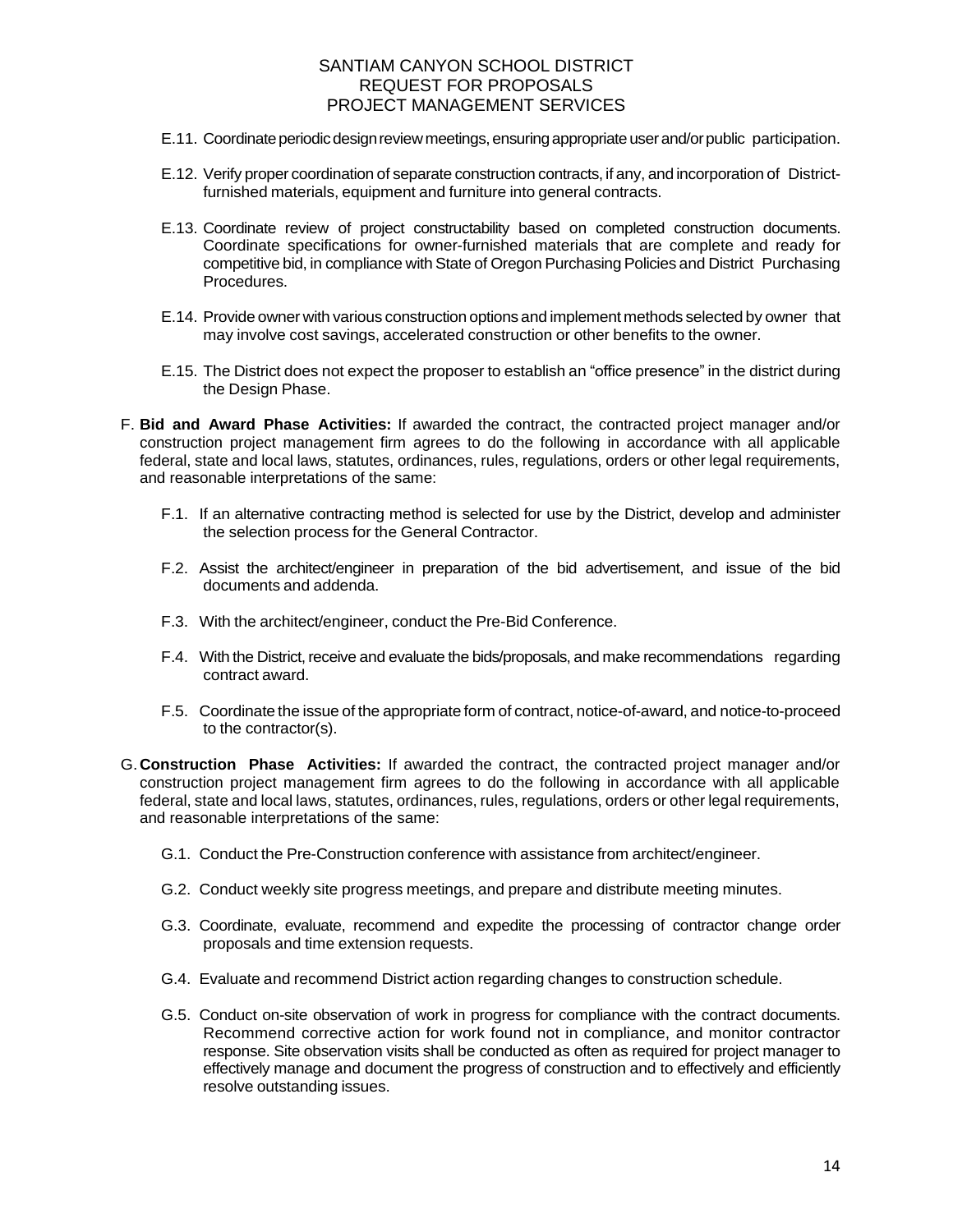E.11. Coordinate periodic design review meetings, ensuring appropriate user and/or public participation.

E.12. Verify proper coordination of separate construction contracts, if any, and incorporation of District-furnished materials, equipment and furniture into general contracts.

E.13. Coordinate review of project constructability based on completed construction documents. Coordinate specifications for owner-furnished materials that are complete and ready for competitive bid, in compliance with State of Oregon Purchasing Policies and District Purchasing Procedures.

E.14. Provide owner with various construction options and implement methods selected by owner that may involve cost savings, accelerated construction or other benefits to the owner.

E.15. The District does not expect the proposer to establish an "office presence" in the district during the Design Phase.

F. **Bid and Award Phase Activities:** If awarded the contract, the contracted project manager and/or construction project management firm agrees to do the following in accordance with all applicable federal, state and local laws, statutes, ordinances, rules, regulations, orders or other legal requirements, and reasonable interpretations of the same:

F.1. If an alternative contracting method is selected for use by the District, develop and administer the selection process for the General Contractor.

F.2. Assist the architect/engineer in preparation of the bid advertisement, and issue of the bid documents and addenda.

F.3. With the architect/engineer, conduct the Pre-Bid Conference.

F.4. With the District, receive and evaluate the bids/proposals, and make recommendations regarding contract award.

F.5. Coordinate the issue of the appropriate form of contract, notice-of-award, and notice-to-proceed to the contractor(s).

G. **Construction Phase Activities:** If awarded the contract, the contracted project manager and/or construction project management firm agrees to do the following in accordance with all applicable federal, state and local laws, statutes, ordinances, rules, regulations, orders or other legal requirements, and reasonable interpretations of the same:

G.1. Conduct the Pre-Construction conference with assistance from architect/engineer.

G.2. Conduct weekly site progress meetings, and prepare and distribute meeting minutes.

G.3. Coordinate, evaluate, recommend and expedite the processing of contractor change order proposals and time extension requests.

G.4. Evaluate and recommend District action regarding changes to construction schedule.

G.5. Conduct on-site observation of work in progress for compliance with the contract documents. Recommend corrective action for work found not in compliance, and monitor contractor response. Site observation visits shall be conducted as often as required for project manager to effectively manage and document the progress of construction and to effectively and efficiently resolve outstanding issues.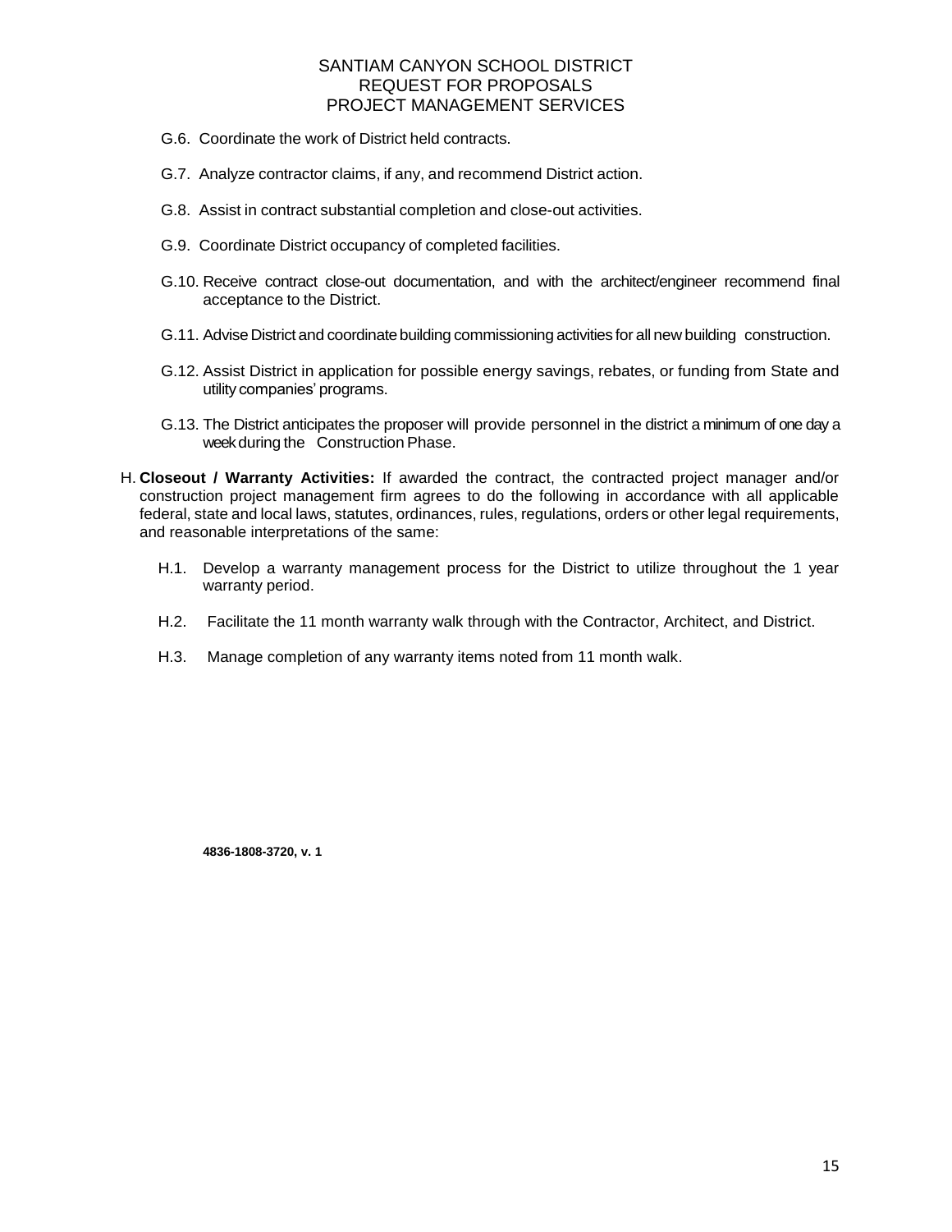G.6. Coordinate the work of District held contracts.

G.7. Analyze contractor claims, if any, and recommend District action.

G.8. Assist in contract substantial completion and close-out activities.

G.9. Coordinate District occupancy of completed facilities.

G.10. Receive contract close-out documentation, and with the architect/engineer recommend final acceptance to the District.

G.11. Advise District and coordinate building commissioning activities for all new building construction.

G.12. Assist District in application for possible energy savings, rebates, or funding from State and utility companies' programs.

G.13. The District anticipates the proposer will provide personnel in the district a minimum of one day a week during the Construction Phase.

H. **Closeout / Warranty Activities:** If awarded the contract, the contracted project manager and/or construction project management firm agrees to do the following in accordance with all applicable federal, state and local laws, statutes, ordinances, rules, regulations, orders or other legal requirements, and reasonable interpretations of the same:

H.1. Develop a warranty management process for the District to utilize throughout the 1 year warranty period.

H.2. Facilitate the 11 month warranty walk through with the Contractor, Architect, and District.

H.3. Manage completion of any warranty items noted from 11 month walk.

**4836-1808-3720, v. 1**